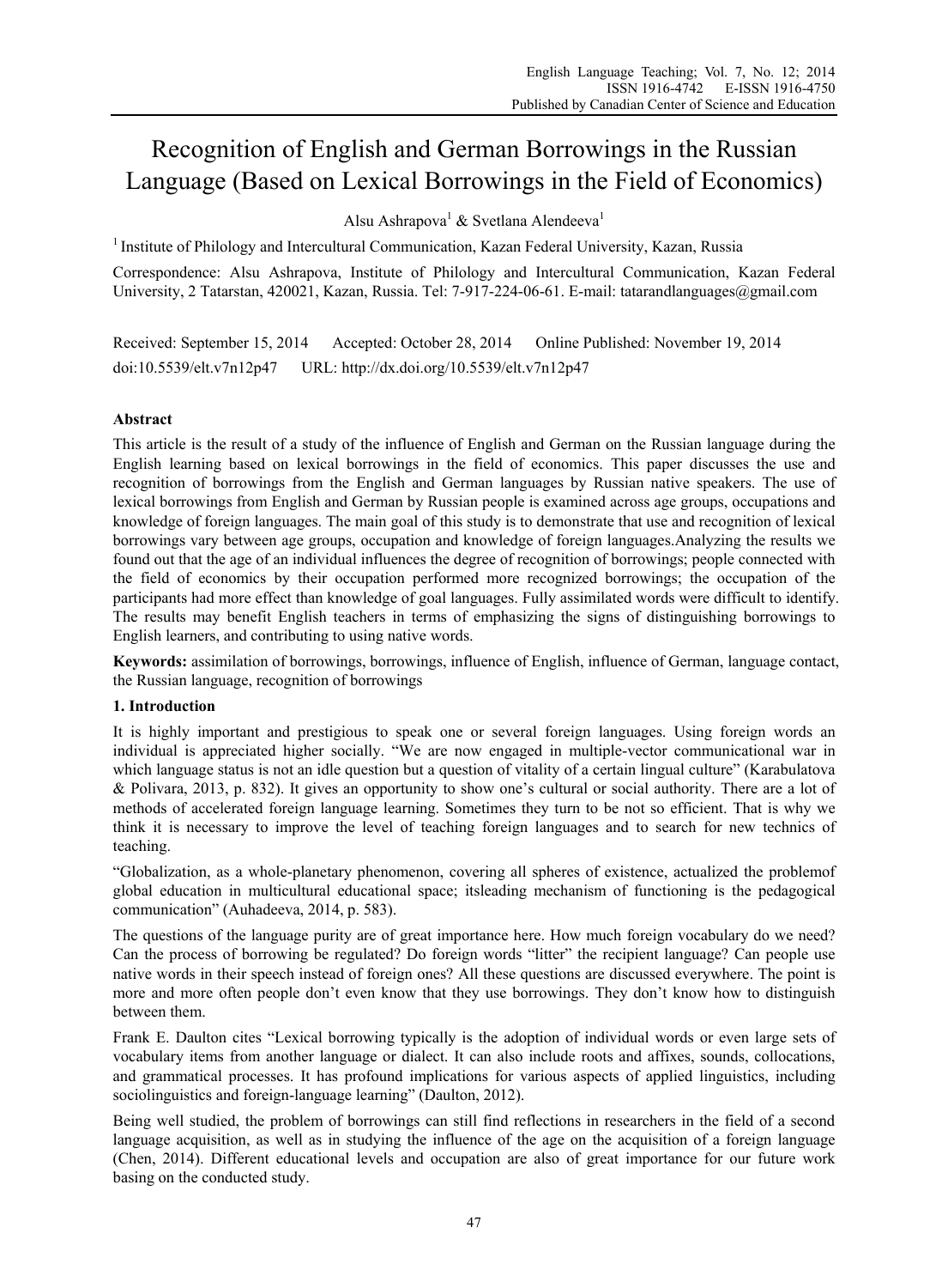# Recognition of English and German Borrowings in the Russian Language (Based on Lexical Borrowings in the Field of Economics)

Alsu Ashrapova[1] & Svetlana Alendeeva[1]

[1] Institute of Philology and Intercultural Communication, Kazan Federal University, Kazan, Russia

Correspondence: Alsu Ashrapova, Institute of Philology and Intercultural Communication, Kazan Federal University, 2 Tatarstan, 420021, Kazan, Russia. Tel: 7-917-224-06-61. E-mail: tatarandlanguages@gmail.com

Received: September 15, 2014 Accepted: October 28, 2014 Online Published: November 19, 2014

doi:10.5539/elt.v7n12p47 URL: http://dx.doi.org/10.5539/elt.v7n12p47

## Abstract

This article is the result of a study of the influence of English and German on the Russian language during the English learning based on lexical borrowings in the field of economics. This paper discusses the use and recognition of borrowings from the English and German languages by Russian native speakers. The use of lexical borrowings from English and German by Russian people is examined across age groups, occupations and knowledge of foreign languages. The main goal of this study is to demonstrate that use and recognition of lexical borrowings vary between age groups, occupation and knowledge of foreign languages.Analyzing the results we found out that the age of an individual influences the degree of recognition of borrowings; people connected with the field of economics by their occupation performed more recognized borrowings; the occupation of the participants had more effect than knowledge of goal languages. Fully assimilated words were difficult to identify. The results may benefit English teachers in terms of emphasizing the signs of distinguishing borrowings to English learners, and contributing to using native words.

**Keywords:** assimilation of borrowings, borrowings, influence of English, influence of German, language contact, the Russian language, recognition of borrowings

## 1. Introduction

It is highly important and prestigious to speak one or several foreign languages. Using foreign words an individual is appreciated higher socially. "We are now engaged in multiple-vector communicational war in which language status is not an idle question but a question of vitality of a certain lingual culture" (Karabulatova & Polivara, 2013, p. 832). It gives an opportunity to show one's cultural or social authority. There are a lot of methods of accelerated foreign language learning. Sometimes they turn to be not so efficient. That is why we think it is necessary to improve the level of teaching foreign languages and to search for new technics of teaching.

"Globalization, as a whole-planetary phenomenon, covering all spheres of existence, actualized the problemof global education in multicultural educational space; itsleading mechanism of functioning is the pedagogical communication" (Auhadeeva, 2014, p. 583).

The questions of the language purity are of great importance here. How much foreign vocabulary do we need? Can the process of borrowing be regulated? Do foreign words "litter" the recipient language? Can people use native words in their speech instead of foreign ones? All these questions are discussed everywhere. The point is more and more often people don't even know that they use borrowings. They don't know how to distinguish between them.

Frank E. Daulton cites "Lexical borrowing typically is the adoption of individual words or even large sets of vocabulary items from another language or dialect. It can also include roots and affixes, sounds, collocations, and grammatical processes. It has profound implications for various aspects of applied linguistics, including sociolinguistics and foreign-language learning" (Daulton, 2012).

Being well studied, the problem of borrowings can still find reflections in researchers in the field of a second language acquisition, as well as in studying the influence of the age on the acquisition of a foreign language (Chen, 2014). Different educational levels and occupation are also of great importance for our future work basing on the conducted study.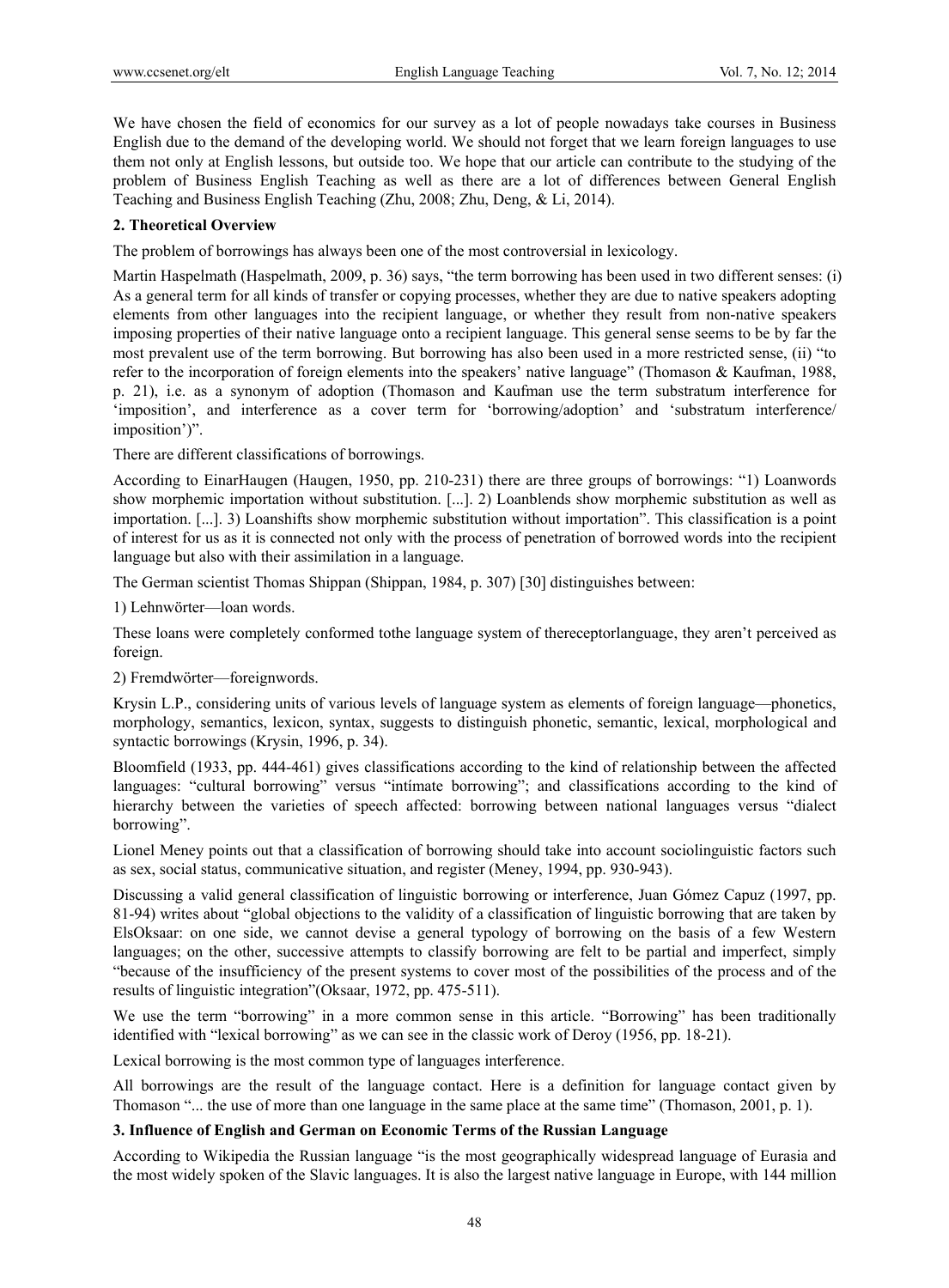We have chosen the field of economics for our survey as a lot of people nowadays take courses in Business English due to the demand of the developing world. We should not forget that we learn foreign languages to use them not only at English lessons, but outside too. We hope that our article can contribute to the studying of the problem of Business English Teaching as well as there are a lot of differences between General English Teaching and Business English Teaching (Zhu, 2008; Zhu, Deng, & Li, 2014).

## 2. Theoretical Overview

The problem of borrowings has always been one of the most controversial in lexicology.

Martin Haspelmath (Haspelmath, 2009, p. 36) says, "the term borrowing has been used in two different senses: (i) As a general term for all kinds of transfer or copying processes, whether they are due to native speakers adopting elements from other languages into the recipient language, or whether they result from non-native speakers imposing properties of their native language onto a recipient language. This general sense seems to be by far the most prevalent use of the term borrowing. But borrowing has also been used in a more restricted sense, (ii) "to refer to the incorporation of foreign elements into the speakers' native language" (Thomason & Kaufman, 1988, p. 21), i.e. as a synonym of adoption (Thomason and Kaufman use the term substratum interference for 'imposition', and interference as a cover term for 'borrowing/adoption' and 'substratum interference/ imposition')".

There are different classifications of borrowings.

According to EinarHaugen (Haugen, 1950, pp. 210-231) there are three groups of borrowings: "1) Loanwords show morphemic importation without substitution. [...]. 2) Loanblends show morphemic substitution as well as importation. [...]. 3) Loanshifts show morphemic substitution without importation". This classification is a point of interest for us as it is connected not only with the process of penetration of borrowed words into the recipient language but also with their assimilation in a language.

The German scientist Thomas Shippan (Shippan, 1984, p. 307) [30] distinguishes between:

1) Lehnwörter—loan words.

These loans were completely conformed tothe language system of thereceptorlanguage, they aren't perceived as foreign.

2) Fremdwörter—foreignwords.

Krysin L.P., considering units of various levels of language system as elements of foreign language—phonetics, morphology, semantics, lexicon, syntax, suggests to distinguish phonetic, semantic, lexical, morphological and syntactic borrowings (Krysin, 1996, p. 34).

Bloomfield (1933, pp. 444-461) gives classifications according to the kind of relationship between the affected languages: "cultural borrowing" versus "intímate borrowing"; and classifications according to the kind of hierarchy between the varieties of speech affected: borrowing between national languages versus "dialect borrowing".

Lionel Meney points out that a classification of borrowing should take into account sociolinguistic factors such as sex, social status, communicative situation, and register (Meney, 1994, pp. 930-943).

Discussing a valid general classification of linguistic borrowing or interference, Juan Gómez Capuz (1997, pp. 81-94) writes about "global objections to the validity of a classification of linguistic borrowing that are taken by ElsOksaar: on one side, we cannot devise a general typology of borrowing on the basis of a few Western languages; on the other, successive attempts to classify borrowing are felt to be partial and imperfect, simply "because of the insufficiency of the present systems to cover most of the possibilities of the process and of the results of linguistic integration"(Oksaar, 1972, pp. 475-511).

We use the term "borrowing" in a more common sense in this article. "Borrowing" has been traditionally identified with "lexical borrowing" as we can see in the classic work of Deroy (1956, pp. 18-21).

Lexical borrowing is the most common type of languages interference.

All borrowings are the result of the language contact. Here is a definition for language contact given by Thomason "... the use of more than one language in the same place at the same time" (Thomason, 2001, p. 1).

## 3. Influence of English and German on Economic Terms of the Russian Language

According to Wikipedia the Russian language "is the most geographically widespread language of Eurasia and the most widely spoken of the Slavic languages. It is also the largest native language in Europe, with 144 million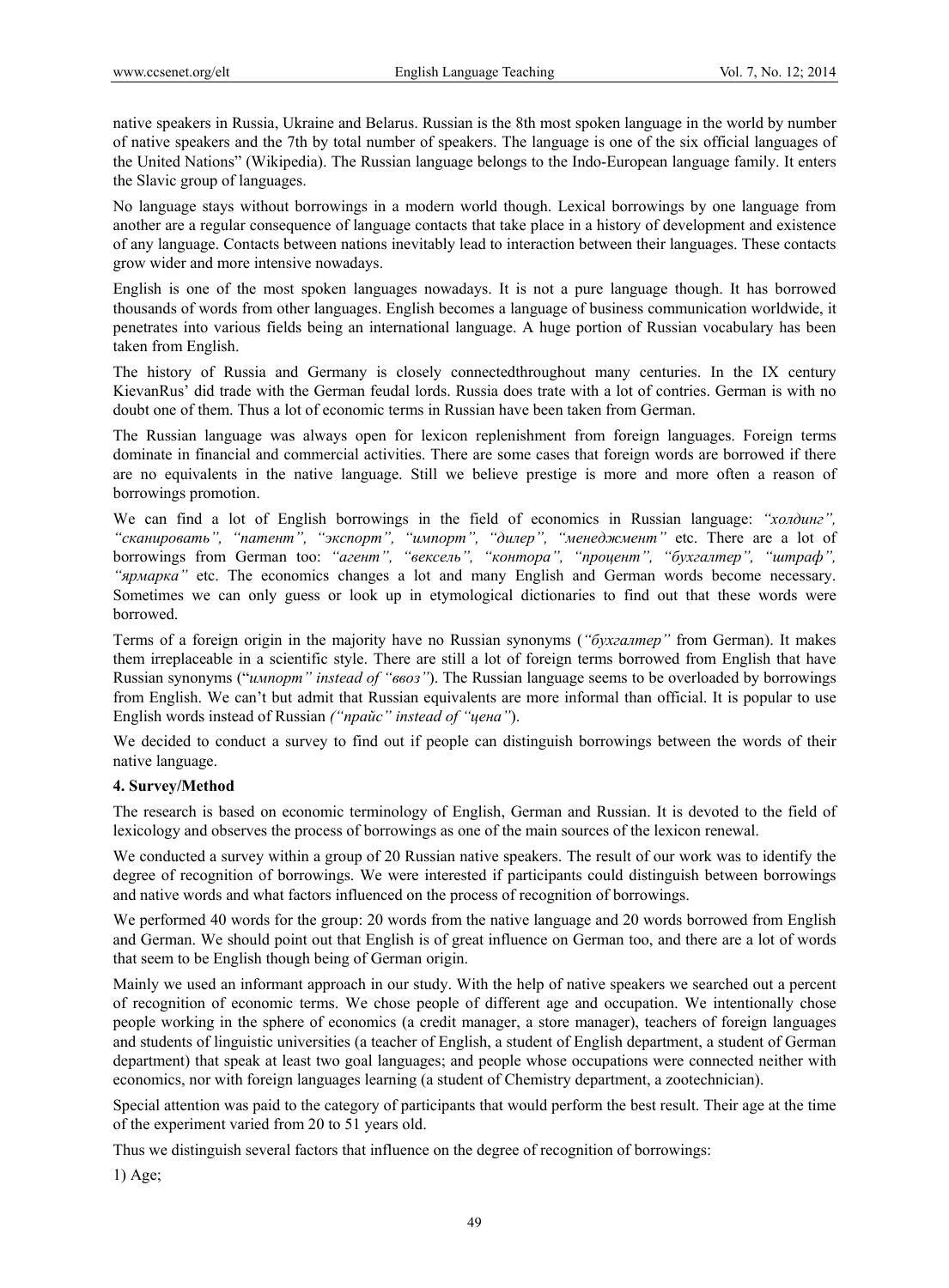native speakers in Russia, Ukraine and Belarus. Russian is the 8th most spoken language in the world by number of native speakers and the 7th by total number of speakers. The language is one of the six official languages of the United Nations" (Wikipedia). The Russian language belongs to the Indo-European language family. It enters the Slavic group of languages.

No language stays without borrowings in a modern world though. Lexical borrowings by one language from another are a regular consequence of language contacts that take place in a history of development and existence of any language. Contacts between nations inevitably lead to interaction between their languages. These contacts grow wider and more intensive nowadays.

English is one of the most spoken languages nowadays. It is not a pure language though. It has borrowed thousands of words from other languages. English becomes a language of business communication worldwide, it penetrates into various fields being an international language. A huge portion of Russian vocabulary has been taken from English.

The history of Russia and Germany is closely connectedthroughout many centuries. In the IX century KievanRus' did trade with the German feudal lords. Russia does trate with a lot of contries. German is with no doubt one of them. Thus a lot of economic terms in Russian have been taken from German.

The Russian language was always open for lexicon replenishment from foreign languages. Foreign terms dominate in financial and commercial activities. There are some cases that foreign words are borrowed if there are no equivalents in the native language. Still we believe prestige is more and more often a reason of borrowings promotion.

We can find a lot of English borrowings in the field of economics in Russian language: *"холдинг", "сканировать", "патент", "экспорт", "импорт", "дилер", "менеджмент"* etc. There are a lot of borrowings from German too: *"агент", "вексель", "контора", "процент", "бухгалтер", "штраф", "ярмарка"* etc. The economics changes a lot and many English and German words become necessary. Sometimes we can only guess or look up in etymological dictionaries to find out that these words were borrowed.

Terms of a foreign origin in the majority have no Russian synonyms (*"бухгалтер"* from German). It makes them irreplaceable in a scientific style. There are still a lot of foreign terms borrowed from English that have Russian synonyms ("*импорт" instead of "ввоз"*). The Russian language seems to be overloaded by borrowings from English. We can't but admit that Russian equivalents are more informal than official. It is popular to use English words instead of Russian *("прайс" instead of "цена"*).

We decided to conduct a survey to find out if people can distinguish borrowings between the words of their native language.

**4. Survey/Method**

The research is based on economic terminology of English, German and Russian. It is devoted to the field of lexicology and observes the process of borrowings as one of the main sources of the lexicon renewal.

We conducted a survey within a group of 20 Russian native speakers. The result of our work was to identify the degree of recognition of borrowings. We were interested if participants could distinguish between borrowings and native words and what factors influenced on the process of recognition of borrowings.

We performed 40 words for the group: 20 words from the native language and 20 words borrowed from English and German. We should point out that English is of great influence on German too, and there are a lot of words that seem to be English though being of German origin.

Mainly we used an informant approach in our study. With the help of native speakers we searched out a percent of recognition of economic terms. We chose people of different age and occupation. We intentionally chose people working in the sphere of economics (a credit manager, a store manager), teachers of foreign languages and students of linguistic universities (a teacher of English, a student of English department, a student of German department) that speak at least two goal languages; and people whose occupations were connected neither with economics, nor with foreign languages learning (a student of Chemistry department, a zootechnician).

Special attention was paid to the category of participants that would perform the best result. Their age at the time of the experiment varied from 20 to 51 years old.

Thus we distinguish several factors that influence on the degree of recognition of borrowings:

1) Age;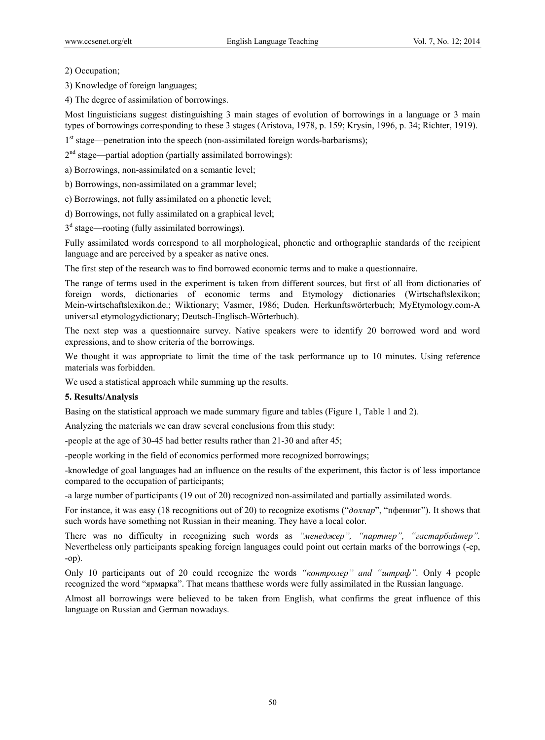2) Occupation;

3) Knowledge of foreign languages;

4) The degree of assimilation of borrowings.

Most linguisticians suggest distinguishing 3 main stages of evolution of borrowings in a language or 3 main types of borrowings corresponding to these 3 stages (Aristova, 1978, p. 159; Krysin, 1996, p. 34; Richter, 1919).

1st stage—penetration into the speech (non-assimilated foreign words-barbarisms);

2nd stage—partial adoption (partially assimilated borrowings):

a) Borrowings, non-assimilated on a semantic level;

b) Borrowings, non-assimilated on a grammar level;

c) Borrowings, not fully assimilated on a phonetic level;

d) Borrowings, not fully assimilated on a graphical level;

3d stage—rooting (fully assimilated borrowings).

Fully assimilated words correspond to all morphological, phonetic and orthographic standards of the recipient language and are perceived by a speaker as native ones.

The first step of the research was to find borrowed economic terms and to make a questionnaire.

The range of terms used in the experiment is taken from different sources, but first of all from dictionaries of foreign words, dictionaries of economic terms and Etymology dictionaries (Wirtschaftslexikon; Mein-wirtschaftslexikon.de.; Wiktionary; Vasmer, 1986; Duden. Herkunftswörterbuch; MyEtymology.com-A universal etymologydictionary; Deutsch-Englisch-Wörterbuch).

The next step was a questionnaire survey. Native speakers were to identify 20 borrowed word and word expressions, and to show criteria of the borrowings.

We thought it was appropriate to limit the time of the task performance up to 10 minutes. Using reference materials was forbidden.

We used a statistical approach while summing up the results.

**5. Results/Analysis**

Basing on the statistical approach we made summary figure and tables (Figure 1, Table 1 and 2).

Analyzing the materials we can draw several conclusions from this study:

-people at the age of 30-45 had better results rather than 21-30 and after 45;

-people working in the field of economics performed more recognized borrowings;

-knowledge of goal languages had an influence on the results of the experiment, this factor is of less importance compared to the occupation of participants;

-a large number of participants (19 out of 20) recognized non-assimilated and partially assimilated words.

For instance, it was easy (18 recognitions out of 20) to recognize exotisms ("*доллар*", "пфенниг"). It shows that such words have something not Russian in their meaning. They have a local color.

There was no difficulty in recognizing such words as *"менеджер", "партнер", "гастарбайтер"*. Nevertheless only participants speaking foreign languages could point out certain marks of the borrowings (-ер, -ор).

Only 10 participants out of 20 could recognize the words *"контролер" and "штраф".* Only 4 people recognized the word "ярмарка". That means thatthese words were fully assimilated in the Russian language.

Almost all borrowings were believed to be taken from English, what confirms the great influence of this language on Russian and German nowadays.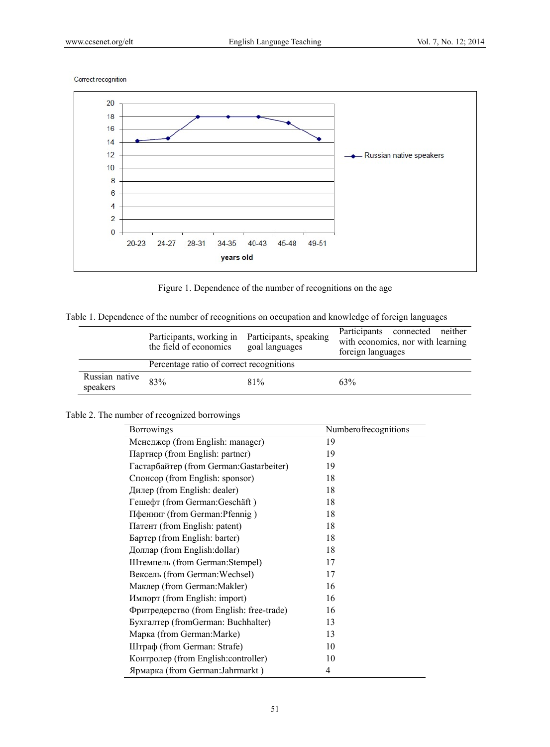Figure 1. Dependence of the number of recognitions on the age

Table 1. Dependence of the number of recognitions on occupation and knowledge of foreign languages

| | Participants, working in the field of economics | Participants, speaking goal languages | Participants connected neither with economics, nor with learning foreign languages |
|---|---|---|---|
| | Percentage ratio of correct recognitions | | |
| Russian native speakers | 83% | 81% | 63% |

Table 2. The number of recognized borrowings

| Borrowings | Numberofrecognitions |
|---|---|
| Менеджер (from English: manager) | 19 |
| Партнер (from English: partner) | 19 |
| Гастарбайтер (from German:Gastarbeiter) | 19 |
| Спонсор (from English: sponsor) | 18 |
| Дилер (from English: dealer) | 18 |
| Гешефт (from German:Geschäft ) | 18 |
| Пфенниг (from German:Pfennig ) | 18 |
| Патент (from English: patent) | 18 |
| Бартер (from English: barter) | 18 |
| Доллар (from English:dollar) | 18 |
| Штемпель (from German:Stempel) | 17 |
| Вексель (from German:Wechsel) | 17 |
| Маклер (from German:Makler) | 16 |
| Импорт (from English: import) | 16 |
| Фритредерство (from English: free-trade) | 16 |
| Бухгалтер (fromGerman: Buchhalter) | 13 |
| Марка (from German:Marke) | 13 |
| Штраф (from German: Strafe) | 10 |
| Контролер (from English:controller) | 10 |
| Ярмарка (from German:Jahrmarkt ) | 4 |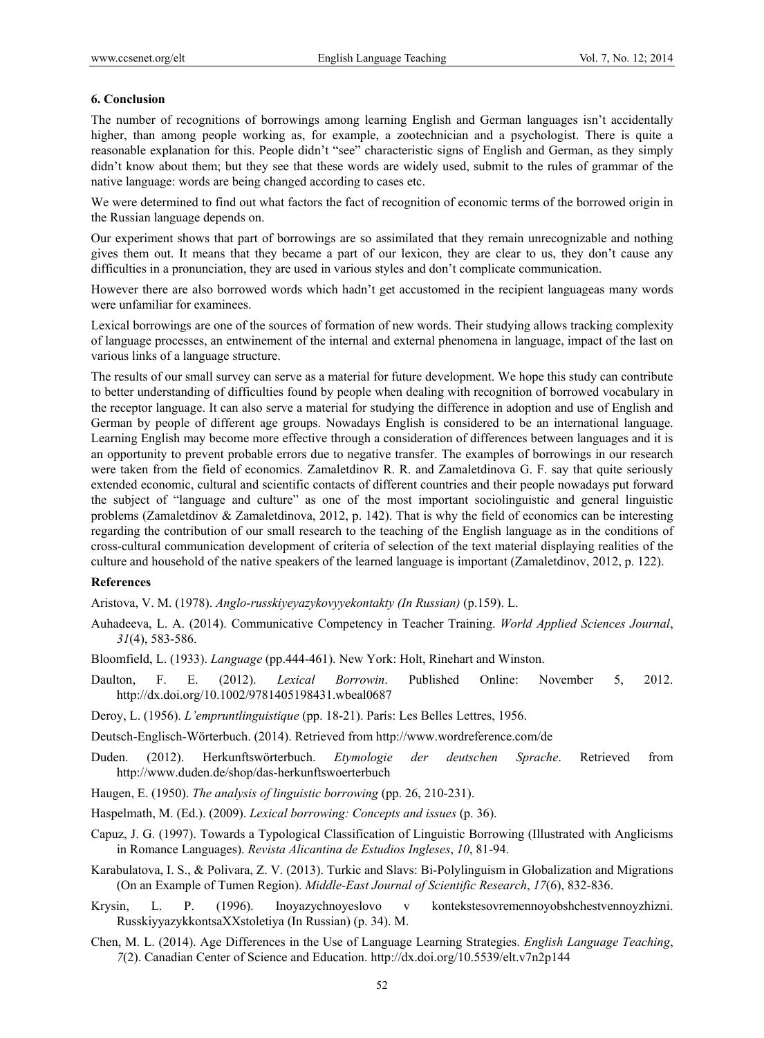### 6. Conclusion

The number of recognitions of borrowings among learning English and German languages isn't accidentally higher, than among people working as, for example, a zootechnician and a psychologist. There is quite a reasonable explanation for this. People didn't "see" characteristic signs of English and German, as they simply didn't know about them; but they see that these words are widely used, submit to the rules of grammar of the native language: words are being changed according to cases etc.

We were determined to find out what factors the fact of recognition of economic terms of the borrowed origin in the Russian language depends on.

Our experiment shows that part of borrowings are so assimilated that they remain unrecognizable and nothing gives them out. It means that they became a part of our lexicon, they are clear to us, they don't cause any difficulties in a pronunciation, they are used in various styles and don't complicate communication.

However there are also borrowed words which hadn't get accustomed in the recipient languageas many words were unfamiliar for examinees.

Lexical borrowings are one of the sources of formation of new words. Their studying allows tracking complexity of language processes, an entwinement of the internal and external phenomena in language, impact of the last on various links of a language structure.

The results of our small survey can serve as a material for future development. We hope this study can contribute to better understanding of difficulties found by people when dealing with recognition of borrowed vocabulary in the receptor language. It can also serve a material for studying the difference in adoption and use of English and German by people of different age groups. Nowadays English is considered to be an international language. Learning English may become more effective through a consideration of differences between languages and it is an opportunity to prevent probable errors due to negative transfer. The examples of borrowings in our research were taken from the field of economics. Zamaletdinov R. R. and Zamaletdinova G. F. say that quite seriously extended economic, cultural and scientific contacts of different countries and their people nowadays put forward the subject of "language and culture" as one of the most important sociolinguistic and general linguistic problems (Zamaletdinov & Zamaletdinova, 2012, p. 142). That is why the field of economics can be interesting regarding the contribution of our small research to the teaching of the English language as in the conditions of cross-cultural communication development of criteria of selection of the text material displaying realities of the culture and household of the native speakers of the learned language is important (Zamaletdinov, 2012, p. 122).

### References

Aristova, V. M. (1978). *Anglo-russkiyeyazykovyyekontakty (In Russian)* (p.159). L.

Auhadeeva, L. A. (2014). Communicative Competency in Teacher Training. *World Applied Sciences Journal*, *31*(4), 583-586.

Bloomfield, L. (1933). *Language* (pp.444-461). New York: Holt, Rinehart and Winston.

Daulton, F. E. (2012). *Lexical Borrowin*. Published Online: November 5, 2012. http://dx.doi.org/10.1002/9781405198431.wbeal0687

Deroy, L. (1956). *L'empruntlinguistique* (pp. 18-21). París: Les Belles Lettres, 1956.

Deutsch-Englisch-Wörterbuch. (2014). Retrieved from http://www.wordreference.com/de

Duden. (2012). Herkunftswörterbuch. *Etymologie der deutschen Sprache*. Retrieved from http://www.duden.de/shop/das-herkunftswoerterbuch

Haugen, E. (1950). *The analysis of linguistic borrowing* (pp. 26, 210-231).

Haspelmath, M. (Ed.). (2009). *Lexical borrowing: Concepts and issues* (p. 36).

Capuz, J. G. (1997). Towards a Typological Classification of Linguistic Borrowing (Illustrated with Anglicisms in Romance Languages). *Revista Alicantina de Estudios Ingleses*, *10*, 81-94.

Karabulatova, I. S., & Polivara, Z. V. (2013). Turkic and Slavs: Bi-Polylinguism in Globalization and Migrations (On an Example of Tumen Region). *Middle-East Journal of Scientific Research*, *17*(6), 832-836.

Krysin, L. P. (1996). Inoyazychnoyeslovo v kontekstesovremennoyobshchestvennoyzhizni. RusskiyyazykkontsaXXstoletiya (In Russian) (p. 34). M.

Chen, M. L. (2014). Age Differences in the Use of Language Learning Strategies. *English Language Teaching*, *7*(2). Canadian Center of Science and Education. http://dx.doi.org/10.5539/elt.v7n2p144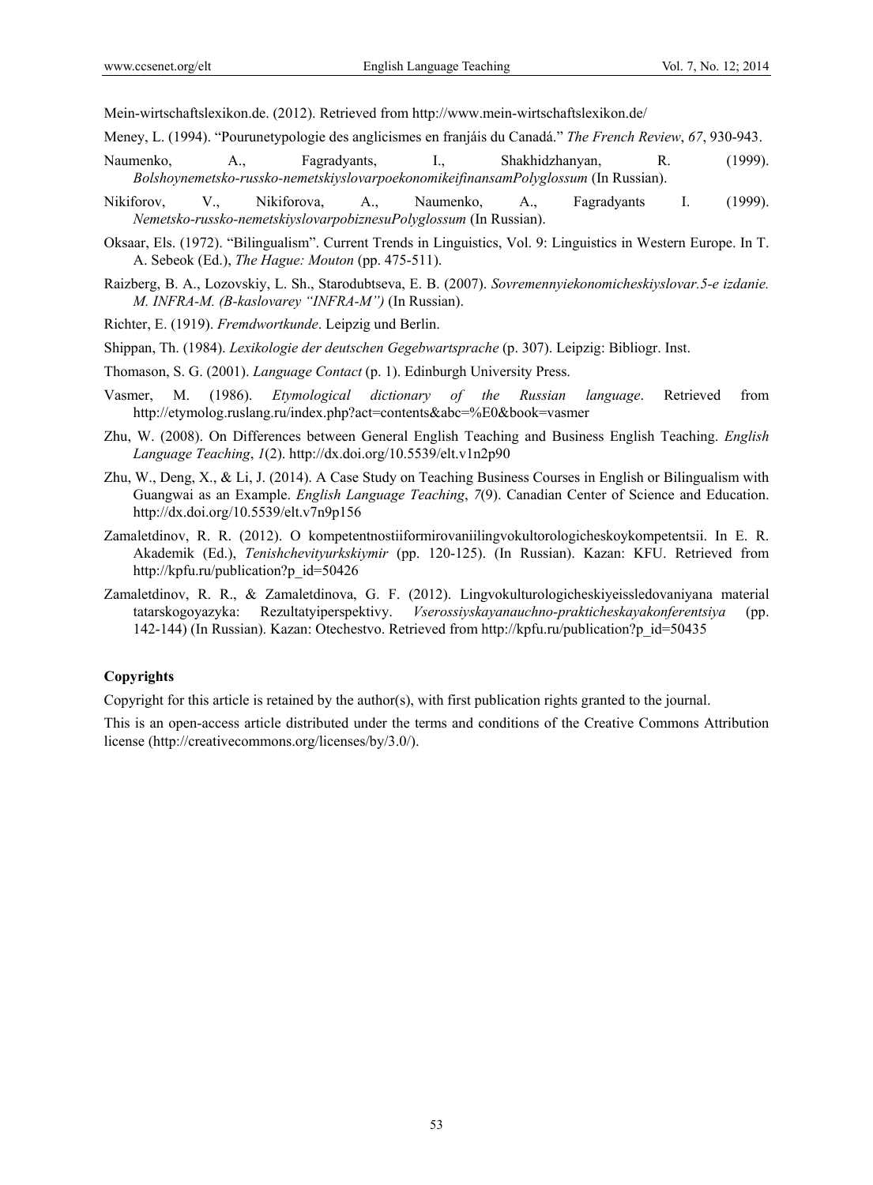Mein-wirtschaftslexikon.de. (2012). Retrieved from http://www.mein-wirtschaftslexikon.de/

Meney, L. (1994). "Pourunetypologie des anglicismes en franjáis du Canadá." *The French Review*, *67*, 930-943.

Naumenko, A., Fagradyants, I., Shakhidzhanyan, R. (1999). *BolshoynemetskoRussko-nemetskiyslovarpoekonomikeifinansamPolyglossum* (In Russian).

Nikiforov, V., Nikiforova, A., Naumenko, A., Fagradyants I. (1999). *Nemetsko-russko-nemetskiyslovarpobiznesuPolyglossum* (In Russian).

Oksaar, Els. (1972). "Bilingualism". Current Trends in Linguistics, Vol. 9: Linguistics in Western Europe. In T. A. Sebeok (Ed.), *The Hague: Mouton* (pp. 475-511).

Raizberg, B. A., Lozovskiy, L. Sh., Starodubtseva, E. B. (2007). *Sovremennyiekonomicheskiyslovar.5-e izdanie. M. INFRA-M. (B-kaslovarey "INFRA-M")* (In Russian).

Richter, E. (1919). *Fremdwortkunde*. Leipzig und Berlin.

Shippan, Th. (1984). *Lexikologie der deutschen Gegebwartsprache* (p. 307). Leipzig: Bibliogr. Inst.

Thomason, S. G. (2001). *Language Contact* (p. 1). Edinburgh University Press.

Vasmer, M. (1986). *Etymological dictionary of the Russian language*. Retrieved from http://etymolog.ruslang.ru/index.php?act=contents&abc=%E0&book=vasmer

Zhu, W. (2008). On Differences between General English Teaching and Business English Teaching. *English Language Teaching*, *1*(2). http://dx.doi.org/10.5539/elt.v1n2p90

Zhu, W., Deng, X., & Li, J. (2014). A Case Study on Teaching Business Courses in English or Bilingualism with Guangwai as an Example. *English Language Teaching*, *7*(9). Canadian Center of Science and Education. http://dx.doi.org/10.5539/elt.v7n9p156

Zamaletdinov, R. R. (2012). O kompetentnostiiformirovaniilingvokultorologicheskoykompetentsii. In E. R. Akademik (Ed.), *Tenishchevityurkskiymir* (pp. 120-125). (In Russian). Kazan: KFU. Retrieved from http://kpfu.ru/publication?p_id=50426

Zamaletdinov, R. R., & Zamaletdinova, G. F. (2012). Lingvokulturologicheskiyeissledovaniyana material tatarskogoyazyka: Rezultatyiperspektivy. *Vserossiyskayanauchno-prakticheskayakonferentsiya* (pp. 142-144) (In Russian). Kazan: Otechestvo. Retrieved from http://kpfu.ru/publication?p_id=50435

**Copyrights**

Copyright for this article is retained by the author(s), with first publication rights granted to the journal.

This is an open-access article distributed under the terms and conditions of the Creative Commons Attribution license (http://creativecommons.org/licenses/by/3.0/).